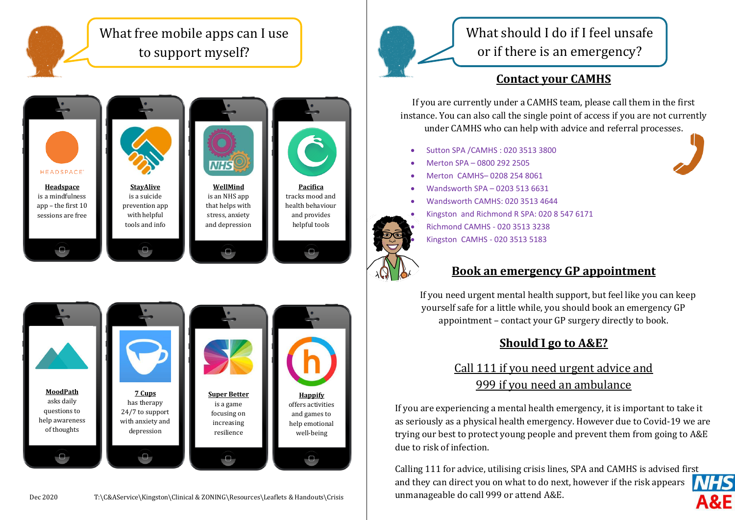## What free mobile apps can I use to support myself?

**Headspace** is a mindfulness app – the first 10 sessions are free

**StayAlive** is a suicide prevention app with helpful tools and info

**WellMind** is an NHS app that helps with stress, anxiety and depression

**Pacifica** tracks mood and health behaviour and provides helpful tools

**MoodPath** asks daily questions to help awareness of thoughts

**7 Cups** has therapy 24/7 to support with anxiety and depression

**Super Better** is a game focusing on increasing resilience

**Happify** offers activities and games to help emotional well-being

Dec 2020 T:\C&AService\Kingston\Clinical & ZONING\Resources\Leaflets & Handouts\Crisis

## What should I do if I feel unsafe or if there is an emergency?

### Contact your CAMHS

If you are currently under a CAMHS team, please call them in the first instance. You can also call the single point of access if you are not currently under CAMHS who can help with advice and referral processes.

- Sutton SPA /CAMHS : 020 3513 3800
- Merton SPA – 0800 292 2505
- Merton CAMHS– 0208 254 8061
- Wandsworth SPA – 0203 513 6631
- Wandsworth CAMHS: 020 3513 4644
- Kingston and Richmond R SPA: 020 8 547 6171
- Richmond CAMHS - 020 3513 3238
- Kingston CAMHS - 020 3513 5183

### Book an emergency GP appointment

If you need urgent mental health support, but feel like you can keep yourself safe for a little while, you should book an emergency GP appointment – contact your GP surgery directly to book.

### Should I go to A&E?

Call 111 if you need urgent advice and 999 if you need an ambulance

If you are experiencing a mental health emergency, it is important to take it as seriously as a physical health emergency. However due to Covid-19 we are trying our best to protect young people and prevent them from going to A&E due to risk of infection.

Calling 111 for advice, utilising crisis lines, SPA and CAMHS is advised first and they can direct you on what to do next, however if the risk appears unmanageable do call 999 or attend A&E.

NHS A&E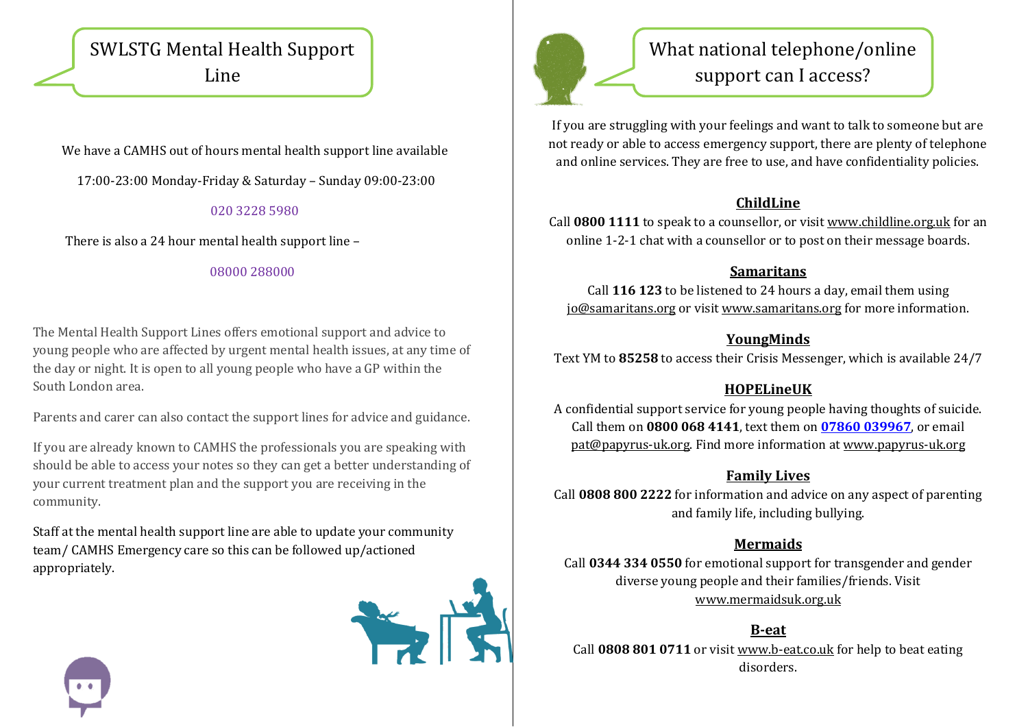## SWLSTG Mental Health Support Line

We have a CAMHS out of hours mental health support line available

17:00-23:00 Monday-Friday & Saturday – Sunday 09:00-23:00

020 3228 5980

There is also a 24 hour mental health support line –

08000 288000

The Mental Health Support Lines offers emotional support and advice to young people who are affected by urgent mental health issues, at any time of the day or night. It is open to all young people who have a GP within the South London area.

Parents and carer can also contact the support lines for advice and guidance.

If you are already known to CAMHS the professionals you are speaking with should be able to access your notes so they can get a better understanding of your current treatment plan and the support you are receiving in the community.

Staff at the mental health support line are able to update your community team/ CAMHS Emergency care so this can be followed up/actioned appropriately.

## What national telephone/online support can I access?

If you are struggling with your feelings and want to talk to someone but are not ready or able to access emergency support, there are plenty of telephone and online services. They are free to use, and have confidentiality policies.

### ChildLine

Call **0800 1111** to speak to a counsellor, or visit www.childline.org.uk for an online 1-2-1 chat with a counsellor or to post on their message boards.

### Samaritans

Call **116 123** to be listened to 24 hours a day, email them using jo@samaritans.org or visit www.samaritans.org for more information.

### YoungMinds

Text YM to **85258** to access their Crisis Messenger, which is available 24/7

### HOPELineUK

A confidential support service for young people having thoughts of suicide. Call them on **0800 068 4141**, text them on **07860 039967**, or email pat@papyrus-uk.org. Find more information at www.papyrus-uk.org

### Family Lives

Call **0808 800 2222** for information and advice on any aspect of parenting and family life, including bullying.

### Mermaids

Call **0344 334 0550** for emotional support for transgender and gender diverse young people and their families/friends. Visit www.mermaidsuk.org.uk

### B-eat

Call **0808 801 0711** or visit www.b-eat.co.uk for help to beat eating disorders.